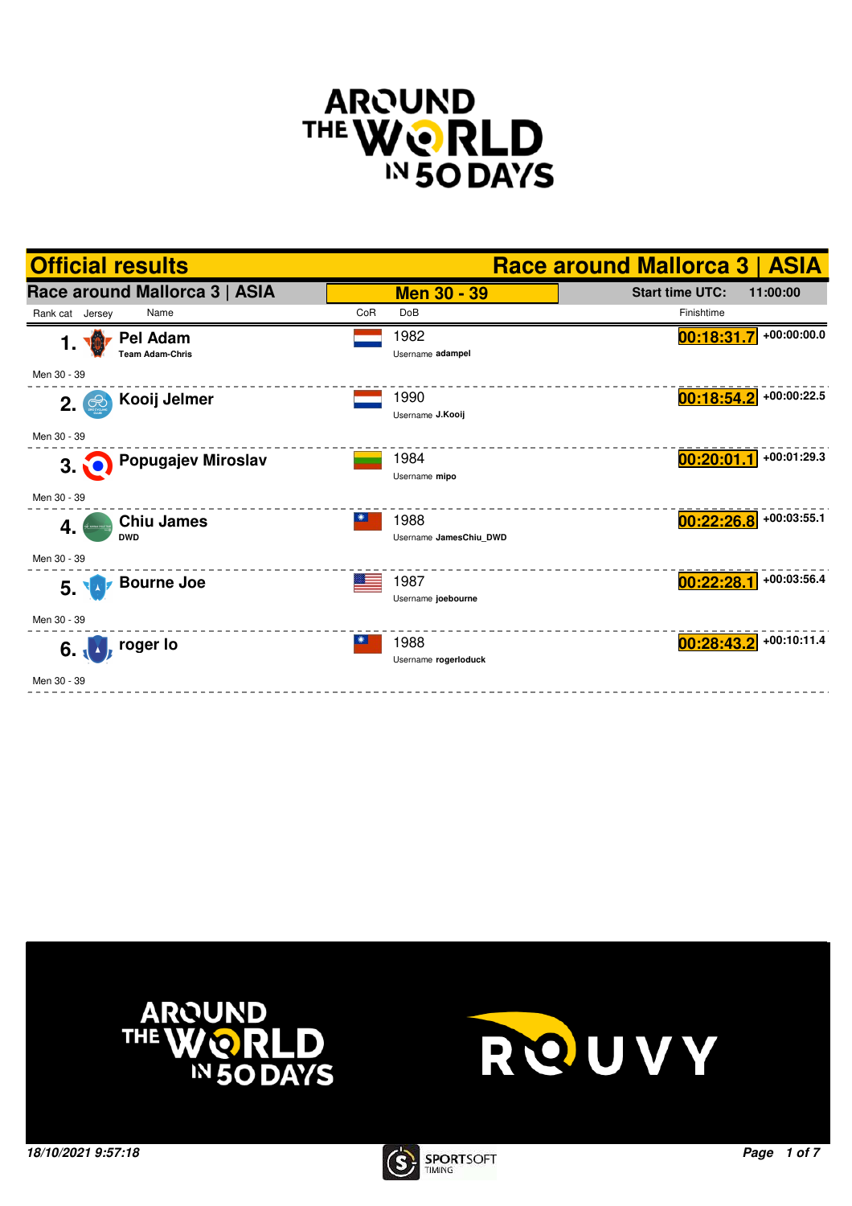# Official results — Race around Mallorca 3 | ASIA

## Race around Mallorca 3 | ASIA

**Men 30 - 39**

**Start time UTC:** 11:00:00

| Rank | Rank cat | Name | Team | CoR | DoB | Username | Finishtime | Gap |
|---|---|---|---|---|---|---|---|---|
| 1. | Men 30 - 39 | **Pel Adam** | Team Adam-Chris | NED | 1982 | adampel | 00:18:31.7 | +00:00:00.0 |
| 2. | Men 30 - 39 | **Kooij Jelmer** | | NED | 1990 | J.Kooij | 00:18:54.2 | +00:00:22.5 |
| 3. | Men 30 - 39 | **Popugajev Miroslav** | | LTU | 1984 | mipo | 00:20:01.1 | +00:01:29.3 |
| 4. | Men 30 - 39 | **Chiu James** | DWD | TPE | 1988 | JamesChiu_DWD | 00:22:26.8 | +00:03:55.1 |
| 5. | Men 30 - 39 | **Bourne Joe** | | USA | 1987 | joebourne | 00:22:28.1 | +00:03:56.4 |
| 6. | Men 30 - 39 | **roger lo** | | TPE | 1988 | rogerloduck | 00:28:43.2 | +00:10:11.4 |

*18/10/2021 9:57:18*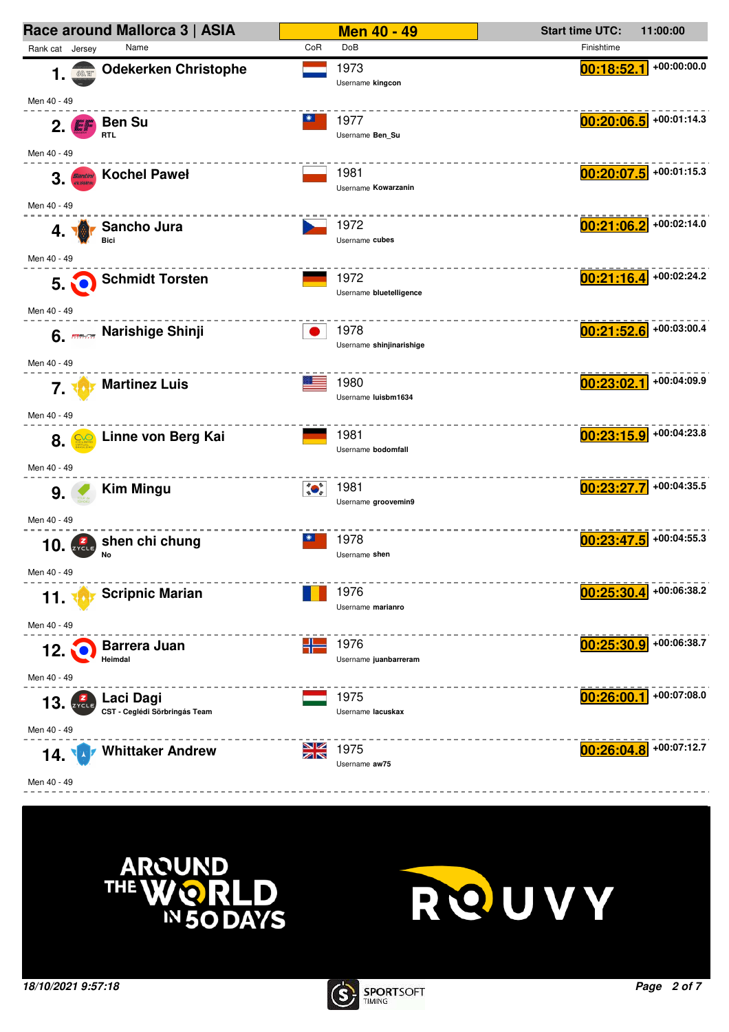# Race around Mallorca 3 | ASIA

**Men 40 - 49**

**Start time UTC:** 11:00:00

| Rank | Rank cat | Jersey | Name | Team | CoR | DoB | Username | Finishtime | Gap |
|---|---|---|---|---|---|---|---|---|---|
| 1. | Men 40 - 49 | | **Odekerken Christophe** | | | 1973 | kingcon | 00:18:52.1 | +00:00:00.0 |
| 2. | Men 40 - 49 | | **Ben Su** | RTL | | 1977 | Ben_Su | 00:20:06.5 | +00:01:14.3 |
| 3. | Men 40 - 49 | | **Kochel Paweł** | | | 1981 | Kowarzanin | 00:20:07.5 | +00:01:15.3 |
| 4. | Men 40 - 49 | | **Sancho Jura** | Bici | | 1972 | cubes | 00:21:06.2 | +00:02:14.0 |
| 5. | Men 40 - 49 | | **Schmidt Torsten** | | | 1972 | bluetelligence | 00:21:16.4 | +00:02:24.2 |
| 6. | Men 40 - 49 | | **Narishige Shinji** | | | 1978 | shinjinarishige | 00:21:52.6 | +00:03:00.4 |
| 7. | Men 40 - 49 | | **Martinez Luis** | | | 1980 | luisbm1634 | 00:23:02.1 | +00:04:09.9 |
| 8. | Men 40 - 49 | | **Linne von Berg Kai** | | | 1981 | bodomfall | 00:23:15.9 | +00:04:23.8 |
| 9. | Men 40 - 49 | | **Kim Mingu** | | | 1981 | groovemin9 | 00:23:27.7 | +00:04:35.5 |
| 10. | Men 40 - 49 | | **shen chi chung** | No | | 1978 | shen | 00:23:47.5 | +00:04:55.3 |
| 11. | Men 40 - 49 | | **Scripnic Marian** | | | 1976 | marianro | 00:25:30.4 | +00:06:38.2 |
| 12. | Men 40 - 49 | | **Barrera Juan** | Heimdal | | 1976 | juanbarreram | 00:25:30.9 | +00:06:38.7 |
| 13. | Men 40 - 49 | | **Laci Dagi** | CST - Ceglédi Sörbringás Team | | 1975 | lacuskax | 00:26:00.1 | +00:07:08.0 |
| 14. | Men 40 - 49 | | **Whittaker Andrew** | | | 1975 | aw75 | 00:26:04.8 | +00:07:12.7 |

AROUND THE WORLD IN 50 DAYS

ROUVY

*18/10/2021 9:57:18*

SPORTSOFT TIMING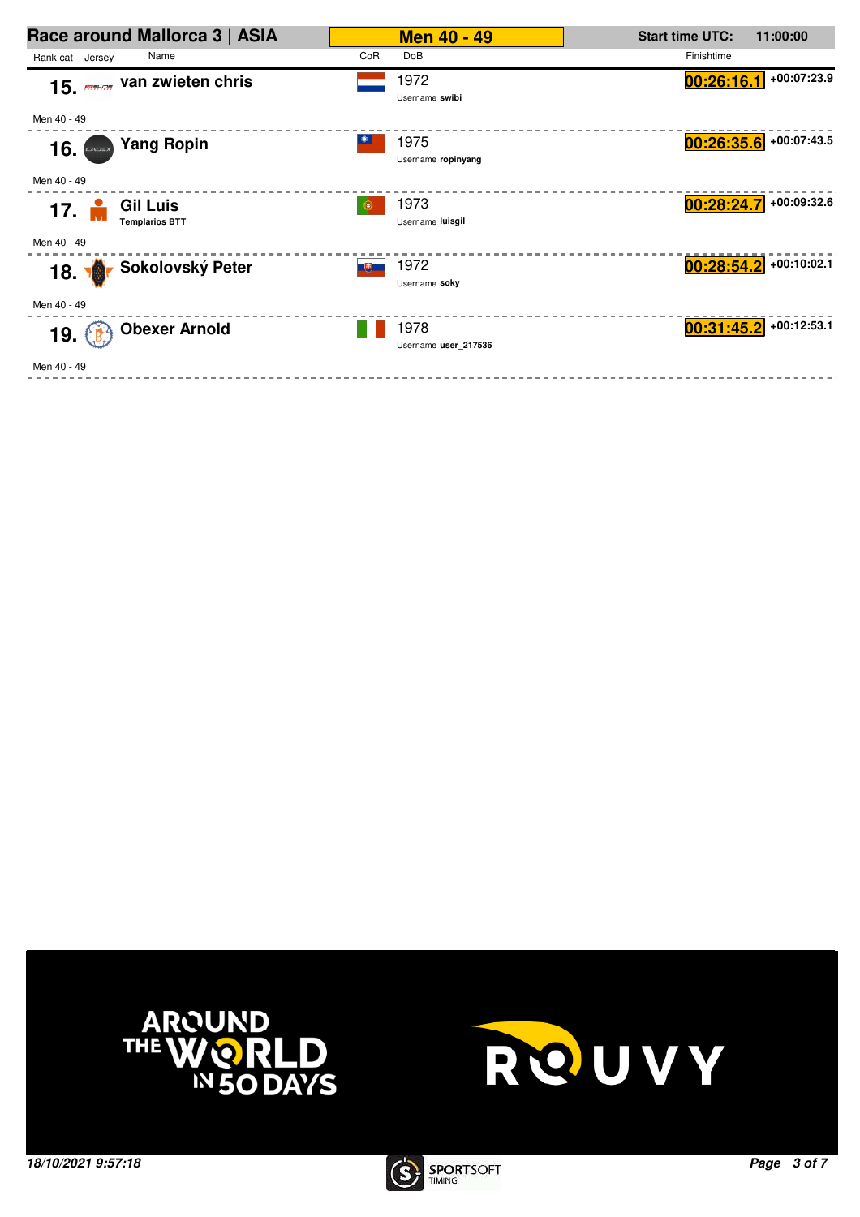## Race around Mallorca 3 | ASIA

**Men 40 - 49**

**Start time UTC:** 11:00:00

| Rank | Jersey | Name | CoR | DoB | Username | Rank cat | Finishtime | Gap |
|---|---|---|---|---|---|---|---|---|
| 15. | | **van zwieten chris** | | 1972 | **swibi** | Men 40 - 49 | **00:26:16.1** | +00:07:23.9 |
| 16. | | **Yang Ropin** | | 1975 | **ropinyang** | Men 40 - 49 | **00:26:35.6** | +00:07:43.5 |
| 17. | | **Gil Luis** (Templarios BTT) | | 1973 | **luisgil** | Men 40 - 49 | **00:28:24.7** | +00:09:32.6 |
| 18. | | **Sokolovský Peter** | | 1972 | **soky** | Men 40 - 49 | **00:28:54.2** | +00:10:02.1 |
| 19. | | **Obexer Arnold** | | 1978 | **user_217536** | Men 40 - 49 | **00:31:45.2** | +00:12:53.1 |

*18/10/2021 9:57:18*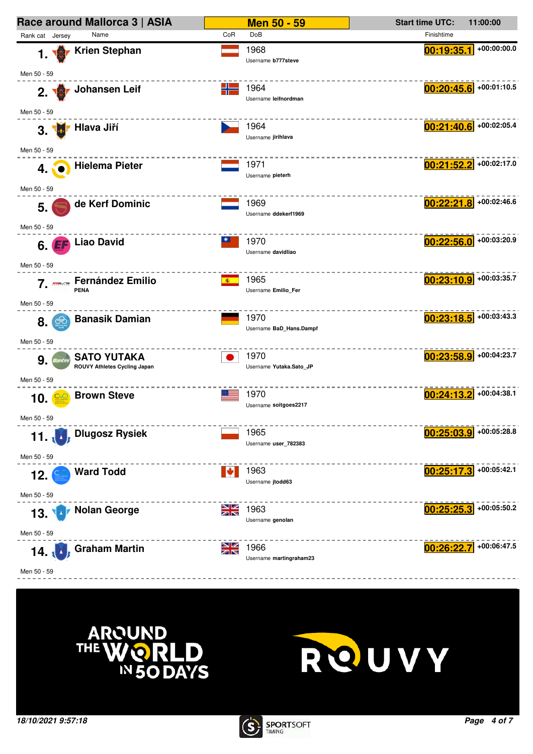# Race around Mallorca 3 | ASIA

**Men 50 - 59**

**Start time UTC:** 11:00:00

| Rank | Rank cat | Jersey | Name | CoR | DoB | Username | Finishtime | Gap |
|---|---|---|---|---|---|---|---|---|
| 1. | Men 50 - 59 | | **Krien Stephan** | | 1968 | b777steve | 00:19:35.1 | +00:00:00.0 |
| 2. | Men 50 - 59 | | **Johansen Leif** | | 1964 | leifnordman | 00:20:45.6 | +00:01:10.5 |
| 3. | Men 50 - 59 | | **Hlava Jiří** | | 1964 | jirihlava | 00:21:40.6 | +00:02:05.4 |
| 4. | Men 50 - 59 | | **Hielema Pieter** | | 1971 | pieterh | 00:21:52.2 | +00:02:17.0 |
| 5. | Men 50 - 59 | | **de Kerf Dominic** | | 1969 | ddekerf1969 | 00:22:21.8 | +00:02:46.6 |
| 6. | Men 50 - 59 | | **Liao David** | | 1970 | davidliao | 00:22:56.0 | +00:03:20.9 |
| 7. | Men 50 - 59 | | **Fernández Emilio** PENA | | 1965 | Emilio_Fer | 00:23:10.9 | +00:03:35.7 |
| 8. | Men 50 - 59 | | **Banasik Damian** | | 1970 | BaD_Hans.Dampf | 00:23:18.5 | +00:03:43.3 |
| 9. | Men 50 - 59 | | **SATO YUTAKA** ROUVY Athletes Cycling Japan | | 1970 | Yutaka.Sato_JP | 00:23:58.9 | +00:04:23.7 |
| 10. | Men 50 - 59 | | **Brown Steve** | | 1970 | soitgoes2217 | 00:24:13.2 | +00:04:38.1 |
| 11. | Men 50 - 59 | | **Dlugosz Rysiek** | | 1965 | user_782383 | 00:25:03.9 | +00:05:28.8 |
| 12. | Men 50 - 59 | | **Ward Todd** | | 1963 | jtodd63 | 00:25:17.3 | +00:05:42.1 |
| 13. | Men 50 - 59 | | **Nolan George** | | 1963 | genolan | 00:25:25.3 | +00:05:50.2 |
| 14. | Men 50 - 59 | | **Graham Martin** | | 1966 | martingraham23 | 00:26:22.7 | +00:06:47.5 |

AROUND THE WORLD IN 50 DAYS

ROUVY

*18/10/2021 9:57:18*

SPORTSOFT TIMING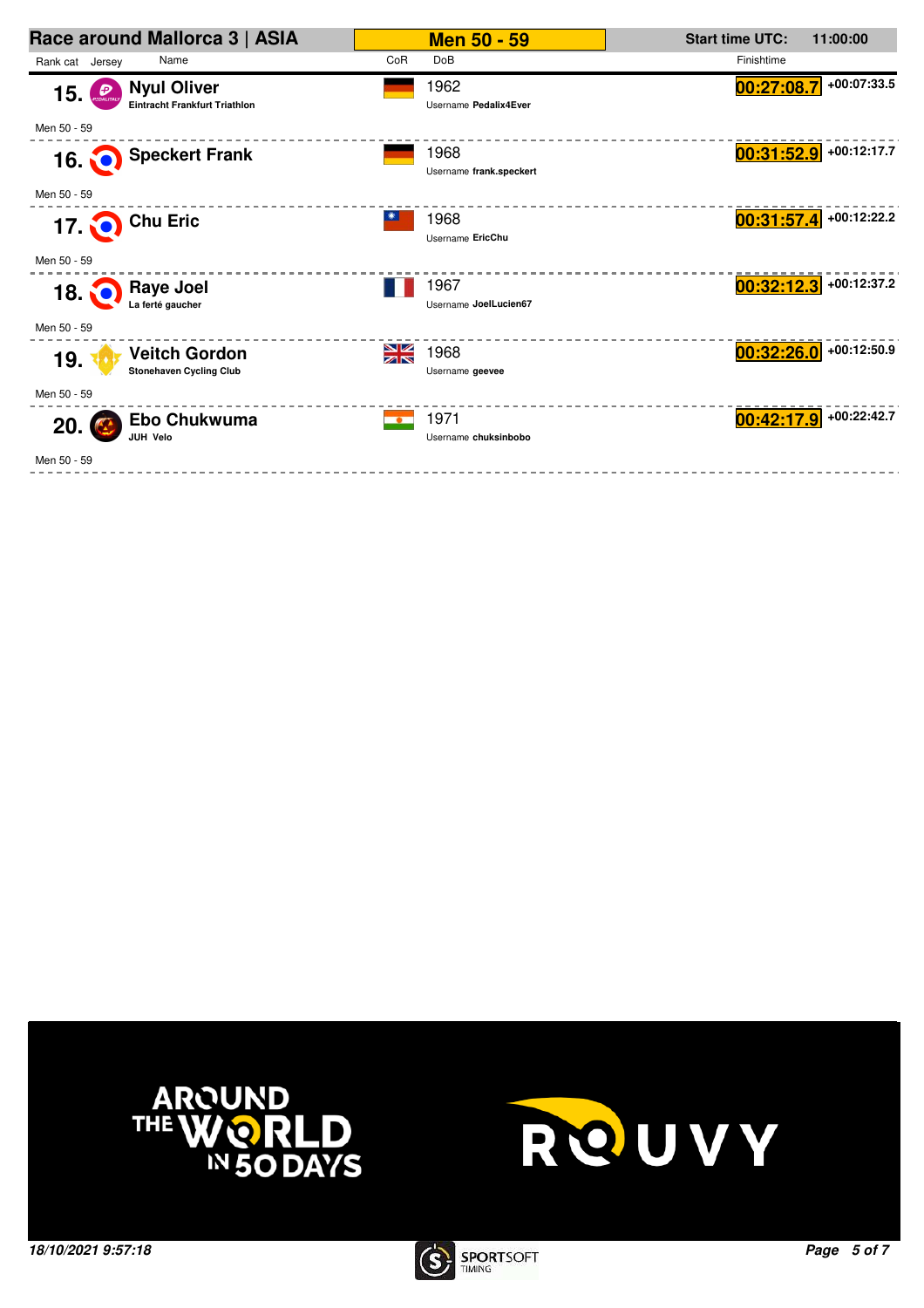# Race around Mallorca 3 | ASIA

## Men 50 - 59

Start time UTC: 11:00:00

| Rank cat | Jersey | Name | CoR | DoB | Finishtime | |
|---|---|---|---|---|---|---|
| 15. | | **Nyul Oliver**<br>Eintracht Frankfurt Triathlon | | 1962<br>Username **Pedalix4Ever** | 00:27:08.7 | +00:07:33.5 |
| Men 50 - 59 | | | | | | |
| 16. | | **Speckert Frank** | | 1968<br>Username **frank.speckert** | 00:31:52.9 | +00:12:17.7 |
| Men 50 - 59 | | | | | | |
| 17. | | **Chu Eric** | | 1968<br>Username **EricChu** | 00:31:57.4 | +00:12:22.2 |
| Men 50 - 59 | | | | | | |
| 18. | | **Raye Joel**<br>La ferté gaucher | | 1967<br>Username **JoelLucien67** | 00:32:12.3 | +00:12:37.2 |
| Men 50 - 59 | | | | | | |
| 19. | | **Veitch Gordon**<br>Stonehaven Cycling Club | | 1968<br>Username **geevee** | 00:32:26.0 | +00:12:50.9 |
| Men 50 - 59 | | | | | | |
| 20. | | **Ebo Chukwuma**<br>JUH Velo | | 1971<br>Username **chuksinbobo** | 00:42:17.9 | +00:22:42.7 |
| Men 50 - 59 | | | | | | |

AROUND THE WORLD IN 50 DAYS

ROUVY

*18/10/2021 9:57:18*

SPORTSOFT TIMING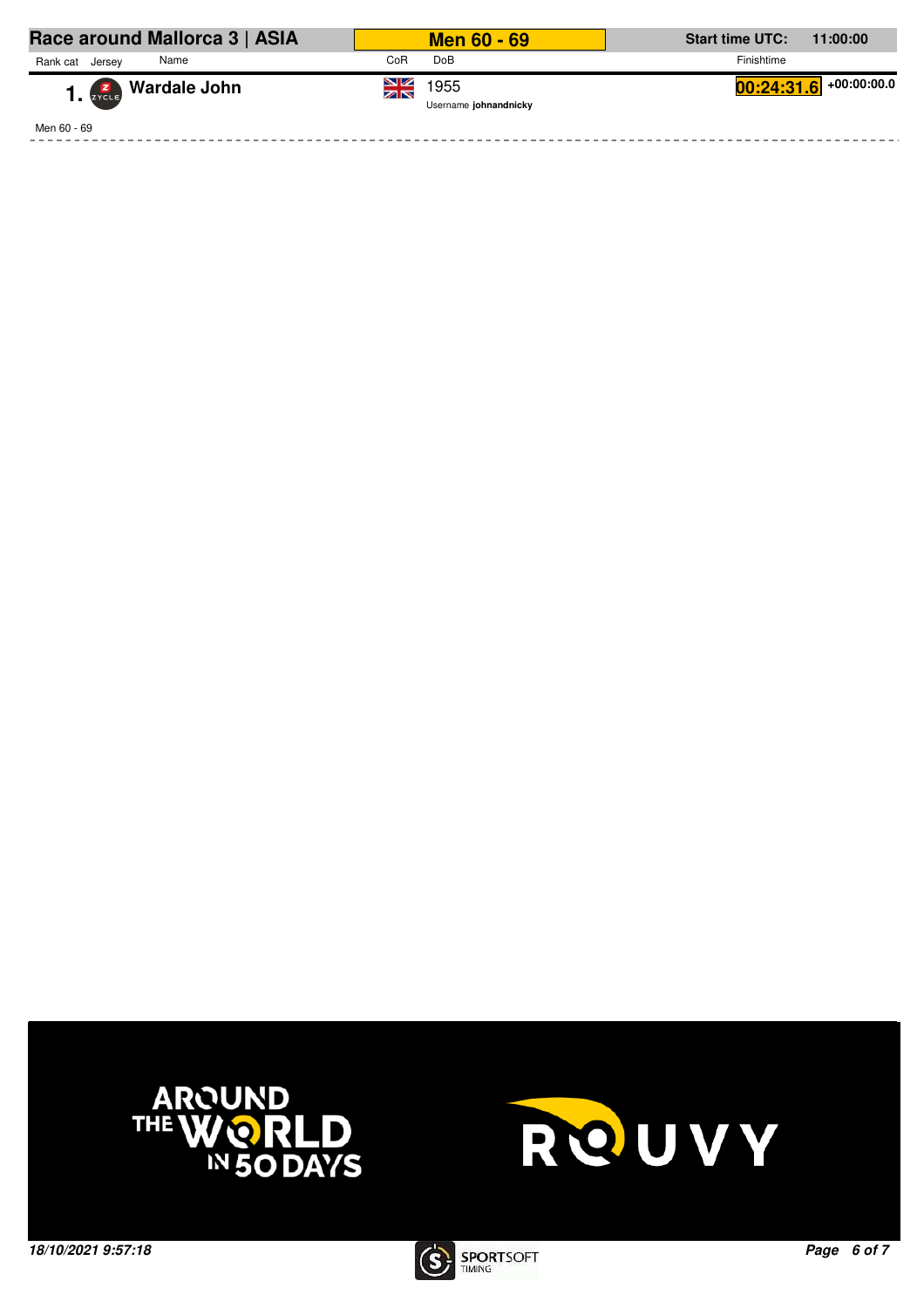## Race around Mallorca 3 | ASIA

**Men 60 - 69**

**Start time UTC:** 11:00:00

| Rank cat | Jersey | Name | CoR | DoB | Finishtime | |
|---|---|---|---|---|---|---|
| 1. | | **Wardale John** | GBR | 1955<br>Username **johnandnicky** | 00:24:31.6 | +00:00:00.0 |

Men 60 - 69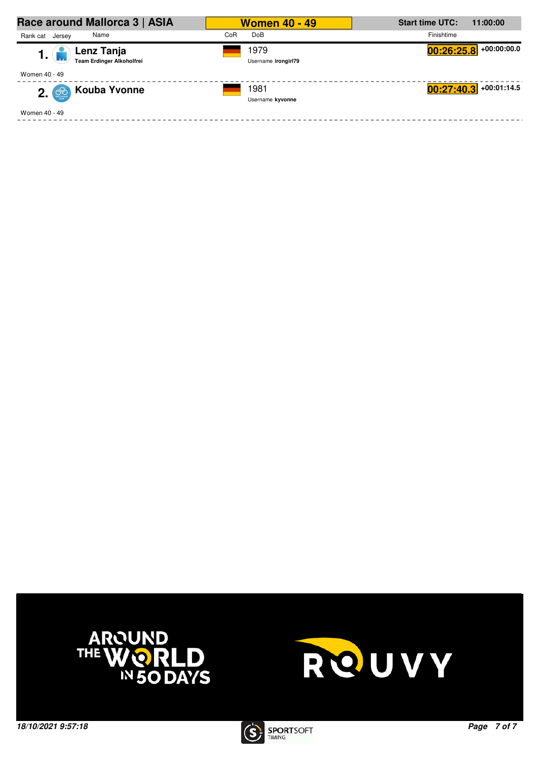## Race around Mallorca 3 | ASIA

**Women 40 - 49**

**Start time UTC:** 11:00:00

| Rank cat | Jersey | Name | CoR | DoB | Finishtime | |
|---|---|---|---|---|---|---|
| 1. | | **Lenz Tanja** Team Erdinger Alkoholfrei | | 1979 Username **irongirl79** | **00:26:25.8** | +00:00:00.0 |
| Women 40 - 49 | | | | | | |
| 2. | | **Kouba Yvonne** | | 1981 Username **kyvonne** | **00:27:40.3** | +00:01:14.5 |
| Women 40 - 49 | | | | | | |

AROUND THE WORLD IN 50 DAYS

ROUVY

*18/10/2021 9:57:18*

SPORTSOFT TIMING